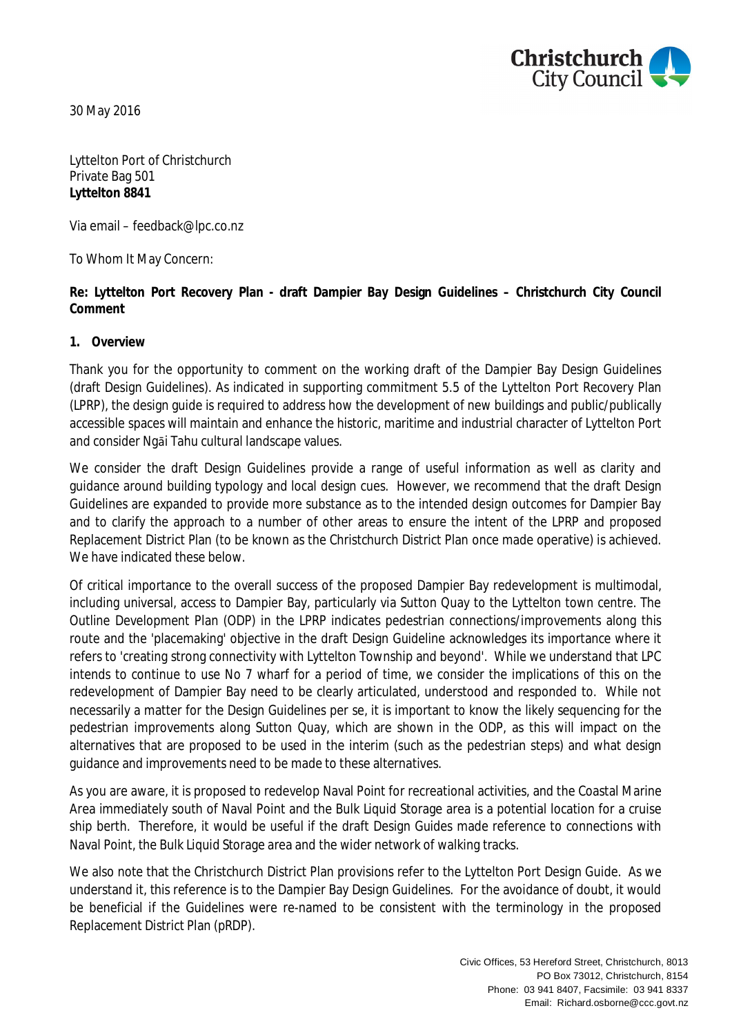30 May 2016

Lyttelton Port of Christchurch
Private Bag 501
**Lyttelton 8841**

Via email – feedback@lpc.co.nz

To Whom It May Concern:

**Re: Lyttelton Port Recovery Plan - draft Dampier Bay Design Guidelines – Christchurch City Council Comment**

**1. Overview**

Thank you for the opportunity to comment on the working draft of the Dampier Bay Design Guidelines (draft Design Guidelines). As indicated in supporting commitment 5.5 of the Lyttelton Port Recovery Plan (LPRP), the design guide is required to address how the development of new buildings and public/publically accessible spaces will maintain and enhance the historic, maritime and industrial character of Lyttelton Port and consider Ngāi Tahu cultural landscape values.

We consider the draft Design Guidelines provide a range of useful information as well as clarity and guidance around building typology and local design cues. However, we recommend that the draft Design Guidelines are expanded to provide more substance as to the intended design outcomes for Dampier Bay and to clarify the approach to a number of other areas to ensure the intent of the LPRP and proposed Replacement District Plan (to be known as the Christchurch District Plan once made operative) is achieved. We have indicated these below.

Of critical importance to the overall success of the proposed Dampier Bay redevelopment is multimodal, including universal, access to Dampier Bay, particularly via Sutton Quay to the Lyttelton town centre. The Outline Development Plan (ODP) in the LPRP indicates pedestrian connections/improvements along this route and the 'placemaking' objective in the draft Design Guideline acknowledges its importance where it refers to 'creating strong connectivity with Lyttelton Township and beyond'. While we understand that LPC intends to continue to use No 7 wharf for a period of time, we consider the implications of this on the redevelopment of Dampier Bay need to be clearly articulated, understood and responded to. While not necessarily a matter for the Design Guidelines per se, it is important to know the likely sequencing for the pedestrian improvements along Sutton Quay, which are shown in the ODP, as this will impact on the alternatives that are proposed to be used in the interim (such as the pedestrian steps) and what design guidance and improvements need to be made to these alternatives.

As you are aware, it is proposed to redevelop Naval Point for recreational activities, and the Coastal Marine Area immediately south of Naval Point and the Bulk Liquid Storage area is a potential location for a cruise ship berth. Therefore, it would be useful if the draft Design Guides made reference to connections with Naval Point, the Bulk Liquid Storage area and the wider network of walking tracks.

We also note that the Christchurch District Plan provisions refer to the Lyttelton Port Design Guide. As we understand it, this reference is to the Dampier Bay Design Guidelines. For the avoidance of doubt, it would be beneficial if the Guidelines were re-named to be consistent with the terminology in the proposed Replacement District Plan (pRDP).

Civic Offices, 53 Hereford Street, Christchurch, 8013
PO Box 73012, Christchurch, 8154
Phone: 03 941 8407, Facsimile: 03 941 8337
Email: Richard.osborne@ccc.govt.nz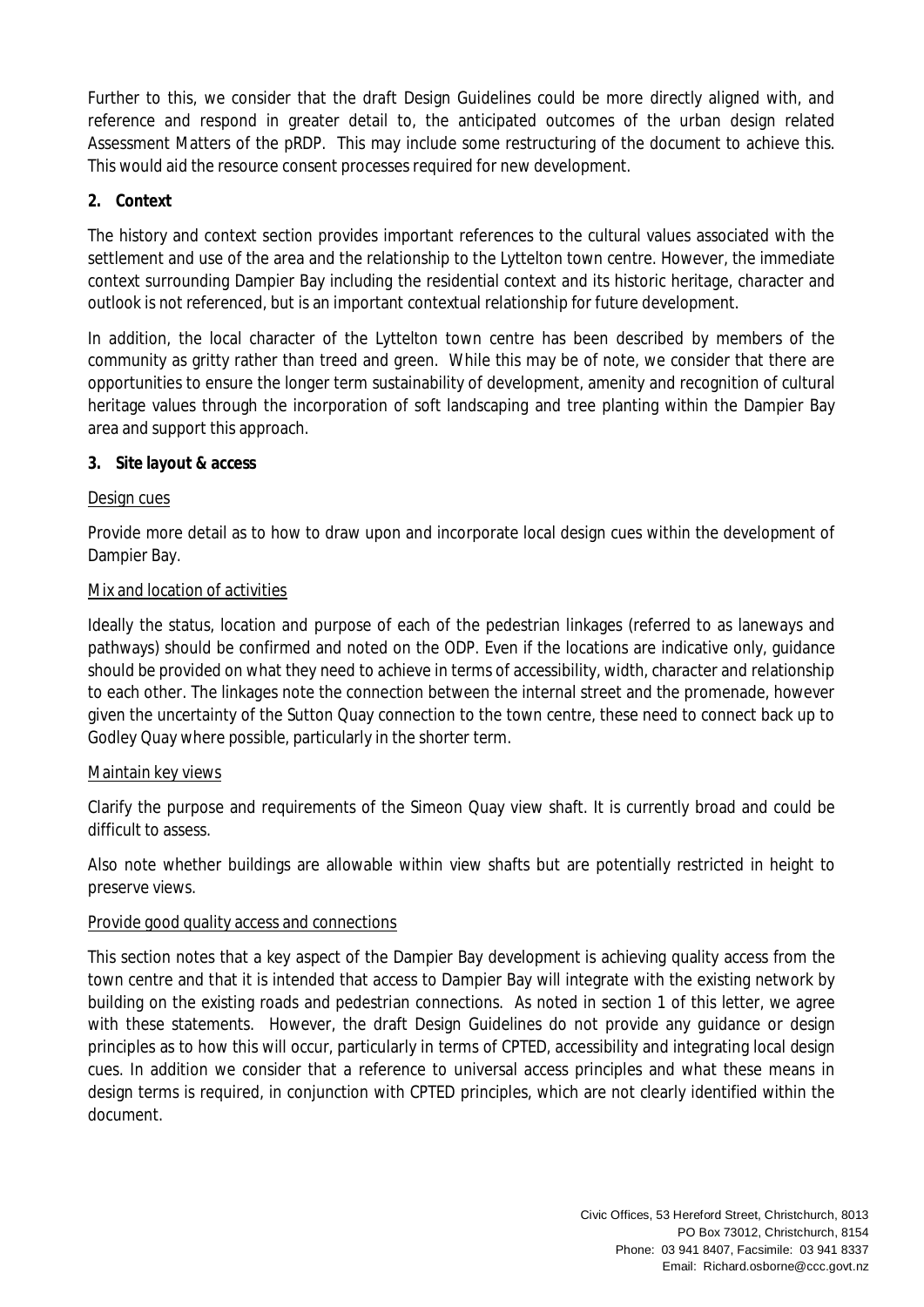Further to this, we consider that the draft Design Guidelines could be more directly aligned with, and reference and respond in greater detail to, the anticipated outcomes of the urban design related Assessment Matters of the pRDP. This may include some restructuring of the document to achieve this. This would aid the resource consent processes required for new development.

**2. Context**

The history and context section provides important references to the cultural values associated with the settlement and use of the area and the relationship to the Lyttelton town centre. However, the immediate context surrounding Dampier Bay including the residential context and its historic heritage, character and outlook is not referenced, but is an important contextual relationship for future development.

In addition, the local character of the Lyttelton town centre has been described by members of the community as gritty rather than treed and green. While this may be of note, we consider that there are opportunities to ensure the longer term sustainability of development, amenity and recognition of cultural heritage values through the incorporation of soft landscaping and tree planting within the Dampier Bay area and support this approach.

**3. Site layout & access**

Design cues

Provide more detail as to how to draw upon and incorporate local design cues within the development of Dampier Bay.

Mix and location of activities

Ideally the status, location and purpose of each of the pedestrian linkages (referred to as laneways and pathways) should be confirmed and noted on the ODP. Even if the locations are indicative only, guidance should be provided on what they need to achieve in terms of accessibility, width, character and relationship to each other. The linkages note the connection between the internal street and the promenade, however given the uncertainty of the Sutton Quay connection to the town centre, these need to connect back up to Godley Quay where possible, particularly in the shorter term.

Maintain key views

Clarify the purpose and requirements of the Simeon Quay view shaft. It is currently broad and could be difficult to assess.

Also note whether buildings are allowable within view shafts but are potentially restricted in height to preserve views.

Provide good quality access and connections

This section notes that a key aspect of the Dampier Bay development is achieving quality access from the town centre and that it is intended that access to Dampier Bay will integrate with the existing network by building on the existing roads and pedestrian connections. As noted in section 1 of this letter, we agree with these statements. However, the draft Design Guidelines do not provide any guidance or design principles as to how this will occur, particularly in terms of CPTED, accessibility and integrating local design cues. In addition we consider that a reference to universal access principles and what these means in design terms is required, in conjunction with CPTED principles, which are not clearly identified within the document.

Civic Offices, 53 Hereford Street, Christchurch, 8013
PO Box 73012, Christchurch, 8154
Phone: 03 941 8407, Facsimile: 03 941 8337
Email: Richard.osborne@ccc.govt.nz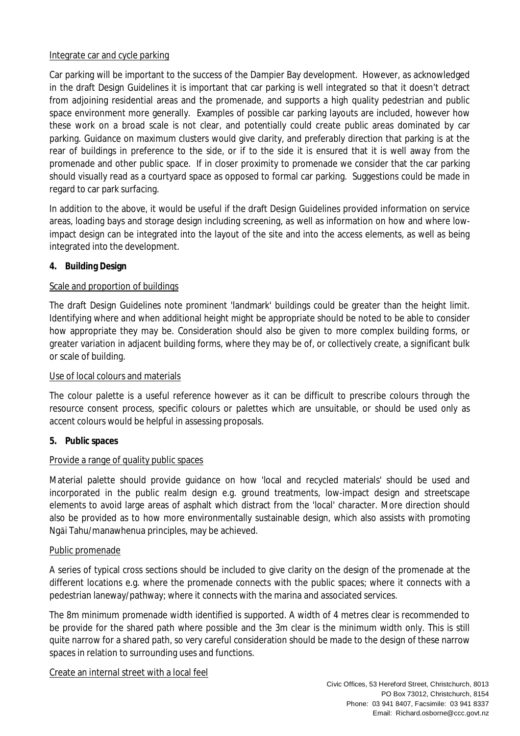Integrate car and cycle parking

Car parking will be important to the success of the Dampier Bay development. However, as acknowledged in the draft Design Guidelines it is important that car parking is well integrated so that it doesn't detract from adjoining residential areas and the promenade, and supports a high quality pedestrian and public space environment more generally. Examples of possible car parking layouts are included, however how these work on a broad scale is not clear, and potentially could create public areas dominated by car parking. Guidance on maximum clusters would give clarity, and preferably direction that parking is at the rear of buildings in preference to the side, or if to the side it is ensured that it is well away from the promenade and other public space. If in closer proximity to promenade we consider that the car parking should visually read as a courtyard space as opposed to formal car parking. Suggestions could be made in regard to car park surfacing.

In addition to the above, it would be useful if the draft Design Guidelines provided information on service areas, loading bays and storage design including screening, as well as information on how and where low-impact design can be integrated into the layout of the site and into the access elements, as well as being integrated into the development.

**4. Building Design**

Scale and proportion of buildings

The draft Design Guidelines note prominent 'landmark' buildings could be greater than the height limit. Identifying where and when additional height might be appropriate should be noted to be able to consider how appropriate they may be. Consideration should also be given to more complex building forms, or greater variation in adjacent building forms, where they may be of, or collectively create, a significant bulk or scale of building.

Use of local colours and materials

The colour palette is a useful reference however as it can be difficult to prescribe colours through the resource consent process, specific colours or palettes which are unsuitable, or should be used only as accent colours would be helpful in assessing proposals.

**5. Public spaces**

Provide a range of quality public spaces

Material palette should provide guidance on how 'local and recycled materials' should be used and incorporated in the public realm design e.g. ground treatments, low-impact design and streetscape elements to avoid large areas of asphalt which distract from the 'local' character. More direction should also be provided as to how more environmentally sustainable design, which also assists with promoting Ngāi Tahu/manawhenua principles, may be achieved.

Public promenade

A series of typical cross sections should be included to give clarity on the design of the promenade at the different locations e.g. where the promenade connects with the public spaces; where it connects with a pedestrian laneway/pathway; where it connects with the marina and associated services.

The 8m minimum promenade width identified is supported. A width of 4 metres clear is recommended to be provide for the shared path where possible and the 3m clear is the minimum width only. This is still quite narrow for a shared path, so very careful consideration should be made to the design of these narrow spaces in relation to surrounding uses and functions.

Create an internal street with a local feel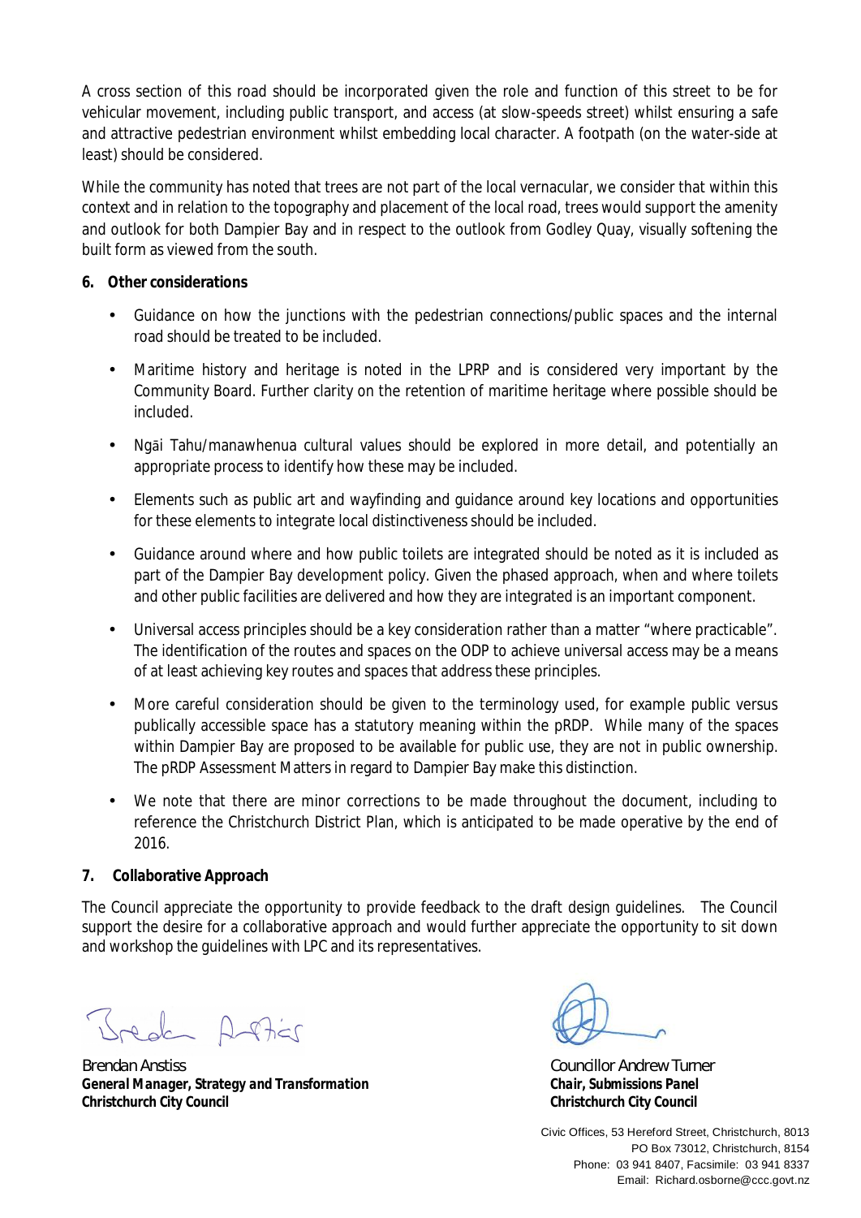A cross section of this road should be incorporated given the role and function of this street to be for vehicular movement, including public transport, and access (at slow-speeds street) whilst ensuring a safe and attractive pedestrian environment whilst embedding local character. A footpath (on the water-side at least) should be considered.

While the community has noted that trees are not part of the local vernacular, we consider that within this context and in relation to the topography and placement of the local road, trees would support the amenity and outlook for both Dampier Bay and in respect to the outlook from Godley Quay, visually softening the built form as viewed from the south.

**6. Other considerations**

- Guidance on how the junctions with the pedestrian connections/public spaces and the internal road should be treated to be included.
- Maritime history and heritage is noted in the LPRP and is considered very important by the Community Board. Further clarity on the retention of maritime heritage where possible should be included.
- Ngāi Tahu/manawhenua cultural values should be explored in more detail, and potentially an appropriate process to identify how these may be included.
- Elements such as public art and wayfinding and guidance around key locations and opportunities for these elements to integrate local distinctiveness should be included.
- Guidance around where and how public toilets are integrated should be noted as it is included as part of the Dampier Bay development policy. Given the phased approach, when and where toilets and other public facilities are delivered and how they are integrated is an important component.
- Universal access principles should be a key consideration rather than a matter "where practicable". The identification of the routes and spaces on the ODP to achieve universal access may be a means of at least achieving key routes and spaces that address these principles.
- More careful consideration should be given to the terminology used, for example public versus publically accessible space has a statutory meaning within the pRDP. While many of the spaces within Dampier Bay are proposed to be available for public use, they are not in public ownership. The pRDP Assessment Matters in regard to Dampier Bay make this distinction.
- We note that there are minor corrections to be made throughout the document, including to reference the Christchurch District Plan, which is anticipated to be made operative by the end of 2016.

**7. Collaborative Approach**

The Council appreciate the opportunity to provide feedback to the draft design guidelines. The Council support the desire for a collaborative approach and would further appreciate the opportunity to sit down and workshop the guidelines with LPC and its representatives.

Brendan Anstiss
***General Manager, Strategy and Transformation***
**Christchurch City Council**

Councillor Andrew Turner
***Chair, Submissions Panel***
**Christchurch City Council**

Civic Offices, 53 Hereford Street, Christchurch, 8013
PO Box 73012, Christchurch, 8154
Phone: 03 941 8407, Facsimile: 03 941 8337
Email: Richard.osborne@ccc.govt.nz